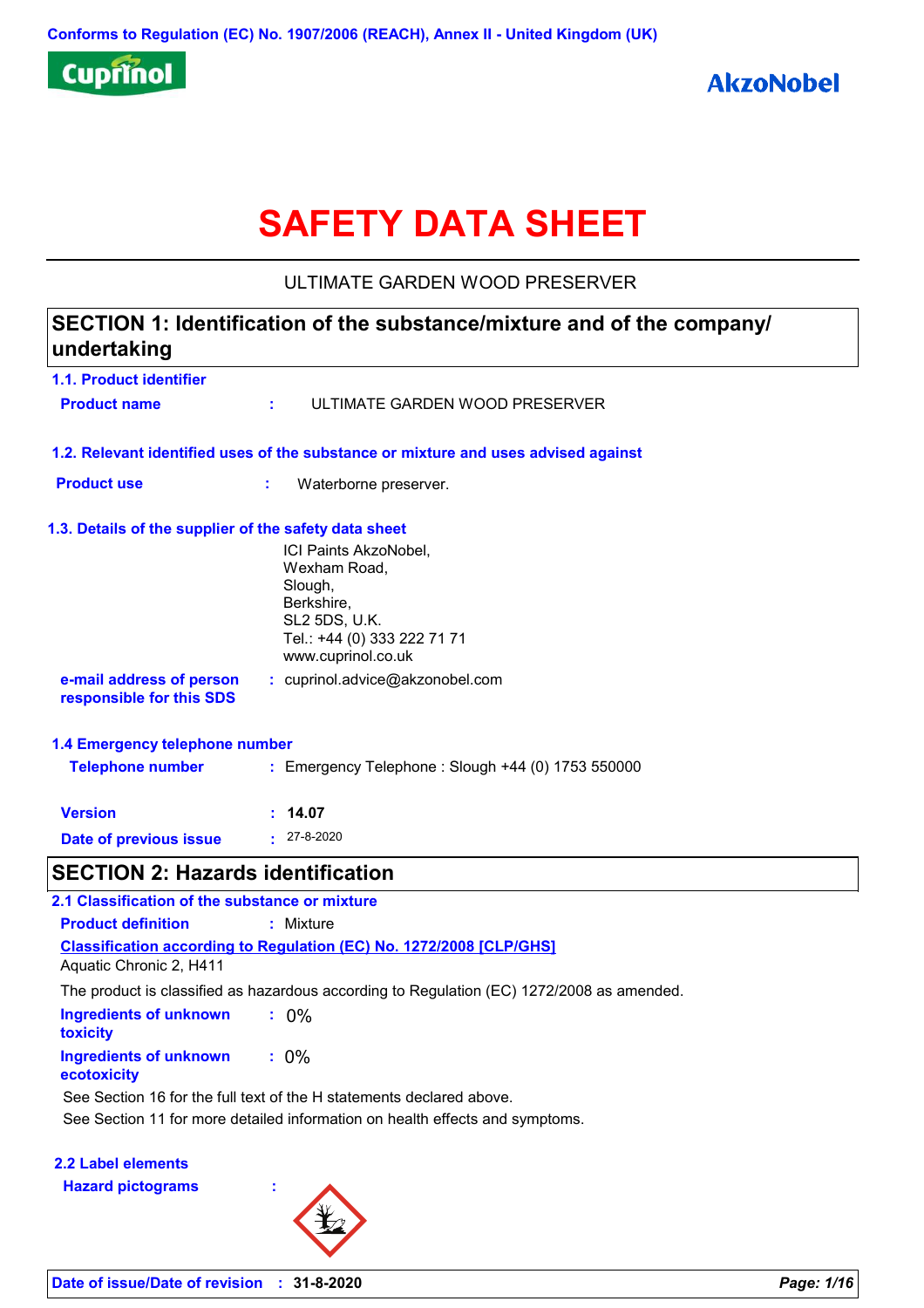Conforms to Regulation (EC) No. 1907/2006 (REACH), Annex II - United Kingdom (UK)

Cuprinol

AkzoNobel

# SAFETY DATA SHEET

ULTIMATE GARDEN WOOD PRESERVER

## SECTION 1: Identification of the substance/mixture and of the company/ undertaking

### 1.1. Product identifier

**Product name** : ULTIMATE GARDEN WOOD PRESERVER

### 1.2. Relevant identified uses of the substance or mixture and uses advised against

**Product use** : Waterborne preserver.

### 1.3. Details of the supplier of the safety data sheet

ICI Paints AkzoNobel,
Wexham Road,
Slough,
Berkshire,
SL2 5DS, U.K.
Tel.: +44 (0) 333 222 71 71
www.cuprinol.co.uk

**e-mail address of person responsible for this SDS** : cuprinol.advice@akzonobel.com

### 1.4 Emergency telephone number

**Telephone number** : Emergency Telephone : Slough +44 (0) 1753 550000

**Version** : **14.07**

**Date of previous issue** : 27-8-2020

## SECTION 2: Hazards identification

### 2.1 Classification of the substance or mixture

**Product definition** : Mixture

**Classification according to Regulation (EC) No. 1272/2008 [CLP/GHS]**

Aquatic Chronic 2, H411

The product is classified as hazardous according to Regulation (EC) 1272/2008 as amended.

**Ingredients of unknown toxicity** : 0%

**Ingredients of unknown ecotoxicity** : 0%

See Section 16 for the full text of the H statements declared above.

See Section 11 for more detailed information on health effects and symptoms.

### 2.2 Label elements

**Hazard pictograms** :

**Date of issue/Date of revision** : **31-8-2020**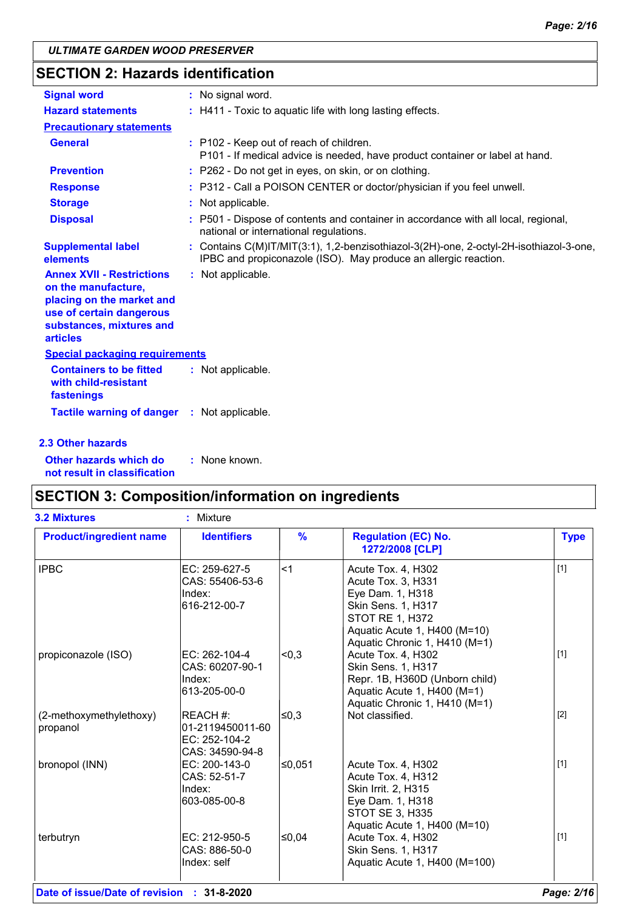## SECTION 2: Hazards identification

**Signal word** : No signal word.

**Hazard statements** : H411 - Toxic to aquatic life with long lasting effects.

**Precautionary statements**

**General** : P102 - Keep out of reach of children.
P101 - If medical advice is needed, have product container or label at hand.

**Prevention** : P262 - Do not get in eyes, on skin, or on clothing.

**Response** : P312 - Call a POISON CENTER or doctor/physician if you feel unwell.

**Storage** : Not applicable.

**Disposal** : P501 - Dispose of contents and container in accordance with all local, regional, national or international regulations.

**Supplemental label elements** : Contains C(M)IT/MIT(3:1), 1,2-benzisothiazol-3(2H)-one, 2-octyl-2H-isothiazol-3-one, IPBC and propiconazole (ISO). May produce an allergic reaction.

**Annex XVII - Restrictions on the manufacture, placing on the market and use of certain dangerous substances, mixtures and articles** : Not applicable.

**Special packaging requirements**

**Containers to be fitted with child-resistant fastenings** : Not applicable.

**Tactile warning of danger** : Not applicable.

### 2.3 Other hazards

**Other hazards which do not result in classification** : None known.

## SECTION 3: Composition/information on ingredients

**3.2 Mixtures** : Mixture

| Product/ingredient name | Identifiers | % | Regulation (EC) No. 1272/2008 [CLP] | Type |
|---|---|---|---|---|
| IPBC | EC: 259-627-5<br>CAS: 55406-53-6<br>Index:<br>616-212-00-7 | <1 | Acute Tox. 4, H302<br>Acute Tox. 3, H331<br>Eye Dam. 1, H318<br>Skin Sens. 1, H317<br>STOT RE 1, H372<br>Aquatic Acute 1, H400 (M=10)<br>Aquatic Chronic 1, H410 (M=1) | [1] |
| propiconazole (ISO) | EC: 262-104-4<br>CAS: 60207-90-1<br>Index:<br>613-205-00-0 | <0,3 | Acute Tox. 4, H302<br>Skin Sens. 1, H317<br>Repr. 1B, H360D (Unborn child)<br>Aquatic Acute 1, H400 (M=1)<br>Aquatic Chronic 1, H410 (M=1) | [1] |
| (2-methoxymethylethoxy) propanol | REACH #:<br>01-2119450011-60<br>EC: 252-104-2<br>CAS: 34590-94-8 | ≤0,3 | Not classified. | [2] |
| bronopol (INN) | EC: 200-143-0<br>CAS: 52-51-7<br>Index:<br>603-085-00-8 | ≤0,051 | Acute Tox. 4, H302<br>Acute Tox. 4, H312<br>Skin Irrit. 2, H315<br>Eye Dam. 1, H318<br>STOT SE 3, H335<br>Aquatic Acute 1, H400 (M=10) | [1] |
| terbutryn | EC: 212-950-5<br>CAS: 886-50-0<br>Index: self | ≤0,04 | Acute Tox. 4, H302<br>Skin Sens. 1, H317<br>Aquatic Acute 1, H400 (M=100) | [1] |

**Date of issue/Date of revision** : **31-8-2020**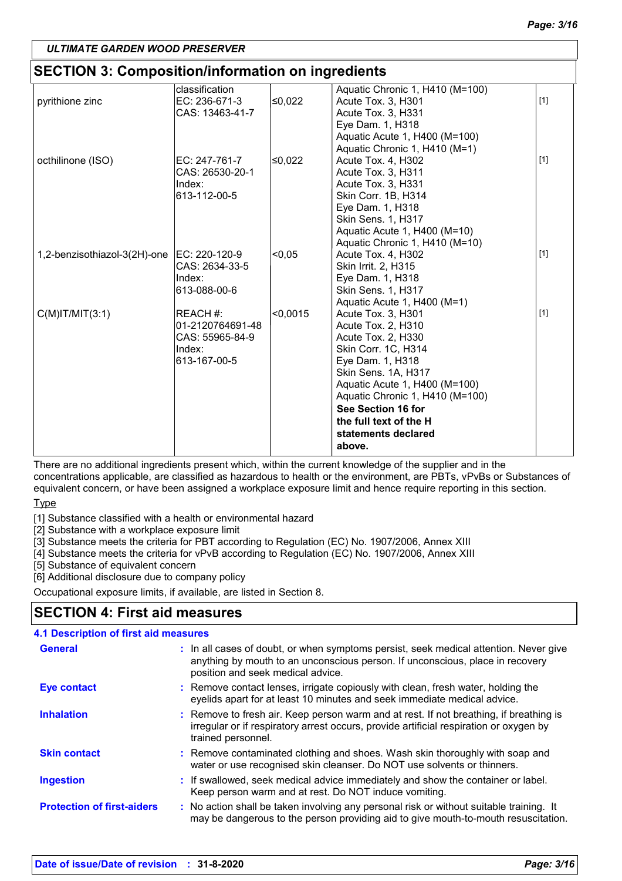## SECTION 3: Composition/information on ingredients

| | | | | |
|---|---|---|---|---|
| | classification | | Aquatic Chronic 1, H410 (M=100) | |
| pyrithione zinc | EC: 236-671-3<br>CAS: 13463-41-7 | ≤0,022 | Acute Tox. 3, H301<br>Acute Tox. 3, H331<br>Eye Dam. 1, H318<br>Aquatic Acute 1, H400 (M=100)<br>Aquatic Chronic 1, H410 (M=1) | [1] |
| octhilinone (ISO) | EC: 247-761-7<br>CAS: 26530-20-1<br>Index:<br>613-112-00-5 | ≤0,022 | Acute Tox. 4, H302<br>Acute Tox. 3, H311<br>Acute Tox. 3, H331<br>Skin Corr. 1B, H314<br>Eye Dam. 1, H318<br>Skin Sens. 1, H317<br>Aquatic Acute 1, H400 (M=10)<br>Aquatic Chronic 1, H410 (M=10) | [1] |
| 1,2-benzisothiazol-3(2H)-one | EC: 220-120-9<br>CAS: 2634-33-5<br>Index:<br>613-088-00-6 | <0,05 | Acute Tox. 4, H302<br>Skin Irrit. 2, H315<br>Eye Dam. 1, H318<br>Skin Sens. 1, H317<br>Aquatic Acute 1, H400 (M=1) | [1] |
| C(M)IT/MIT(3:1) | REACH #:<br>01-2120764691-48<br>CAS: 55965-84-9<br>Index:<br>613-167-00-5 | <0,0015 | Acute Tox. 3, H301<br>Acute Tox. 2, H310<br>Acute Tox. 2, H330<br>Skin Corr. 1C, H314<br>Eye Dam. 1, H318<br>Skin Sens. 1A, H317<br>Aquatic Acute 1, H400 (M=100)<br>Aquatic Chronic 1, H410 (M=100)<br>**See Section 16 for the full text of the H statements declared above.** | [1] |

There are no additional ingredients present which, within the current knowledge of the supplier and in the concentrations applicable, are classified as hazardous to health or the environment, are PBTs, vPvBs or Substances of equivalent concern, or have been assigned a workplace exposure limit and hence require reporting in this section.

Type

[1] Substance classified with a health or environmental hazard
[2] Substance with a workplace exposure limit
[3] Substance meets the criteria for PBT according to Regulation (EC) No. 1907/2006, Annex XIII
[4] Substance meets the criteria for vPvB according to Regulation (EC) No. 1907/2006, Annex XIII
[5] Substance of equivalent concern
[6] Additional disclosure due to company policy

Occupational exposure limits, if available, are listed in Section 8.

## SECTION 4: First aid measures

### 4.1 Description of first aid measures

**General** : In all cases of doubt, or when symptoms persist, seek medical attention. Never give anything by mouth to an unconscious person. If unconscious, place in recovery position and seek medical advice.

**Eye contact** : Remove contact lenses, irrigate copiously with clean, fresh water, holding the eyelids apart for at least 10 minutes and seek immediate medical advice.

**Inhalation** : Remove to fresh air. Keep person warm and at rest. If not breathing, if breathing is irregular or if respiratory arrest occurs, provide artificial respiration or oxygen by trained personnel.

**Skin contact** : Remove contaminated clothing and shoes. Wash skin thoroughly with soap and water or use recognised skin cleanser. Do NOT use solvents or thinners.

**Ingestion** : If swallowed, seek medical advice immediately and show the container or label. Keep person warm and at rest. Do NOT induce vomiting.

**Protection of first-aiders** : No action shall be taken involving any personal risk or without suitable training. It may be dangerous to the person providing aid to give mouth-to-mouth resuscitation.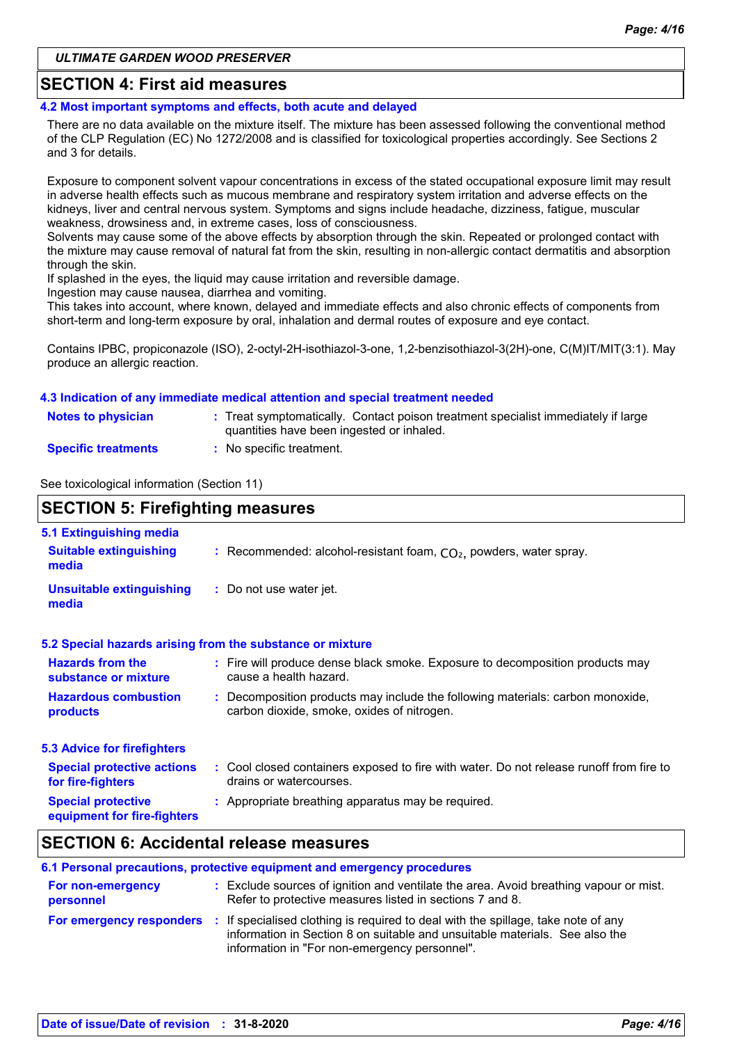## SECTION 4: First aid measures

### 4.2 Most important symptoms and effects, both acute and delayed

There are no data available on the mixture itself. The mixture has been assessed following the conventional method of the CLP Regulation (EC) No 1272/2008 and is classified for toxicological properties accordingly. See Sections 2 and 3 for details.

Exposure to component solvent vapour concentrations in excess of the stated occupational exposure limit may result in adverse health effects such as mucous membrane and respiratory system irritation and adverse effects on the kidneys, liver and central nervous system. Symptoms and signs include headache, dizziness, fatigue, muscular weakness, drowsiness and, in extreme cases, loss of consciousness.
Solvents may cause some of the above effects by absorption through the skin. Repeated or prolonged contact with the mixture may cause removal of natural fat from the skin, resulting in non-allergic contact dermatitis and absorption through the skin.
If splashed in the eyes, the liquid may cause irritation and reversible damage.
Ingestion may cause nausea, diarrhea and vomiting.
This takes into account, where known, delayed and immediate effects and also chronic effects of components from short-term and long-term exposure by oral, inhalation and dermal routes of exposure and eye contact.

Contains IPBC, propiconazole (ISO), 2-octyl-2H-isothiazol-3-one, 1,2-benzisothiazol-3(2H)-one, C(M)IT/MIT(3:1). May produce an allergic reaction.

### 4.3 Indication of any immediate medical attention and special treatment needed

**Notes to physician** : Treat symptomatically. Contact poison treatment specialist immediately if large quantities have been ingested or inhaled.

**Specific treatments** : No specific treatment.

See toxicological information (Section 11)

## SECTION 5: Firefighting measures

### 5.1 Extinguishing media

**Suitable extinguishing media** : Recommended: alcohol-resistant foam, $CO_2$, powders, water spray.

**Unsuitable extinguishing media** : Do not use water jet.

### 5.2 Special hazards arising from the substance or mixture

**Hazards from the substance or mixture** : Fire will produce dense black smoke. Exposure to decomposition products may cause a health hazard.

**Hazardous combustion products** : Decomposition products may include the following materials: carbon monoxide, carbon dioxide, smoke, oxides of nitrogen.

### 5.3 Advice for firefighters

**Special protective actions for fire-fighters** : Cool closed containers exposed to fire with water. Do not release runoff from fire to drains or watercourses.

**Special protective equipment for fire-fighters** : Appropriate breathing apparatus may be required.

## SECTION 6: Accidental release measures

### 6.1 Personal precautions, protective equipment and emergency procedures

**For non-emergency personnel** : Exclude sources of ignition and ventilate the area. Avoid breathing vapour or mist. Refer to protective measures listed in sections 7 and 8.

**For emergency responders** : If specialised clothing is required to deal with the spillage, take note of any information in Section 8 on suitable and unsuitable materials. See also the information in "For non-emergency personnel".

Date of issue/Date of revision : 31-8-2020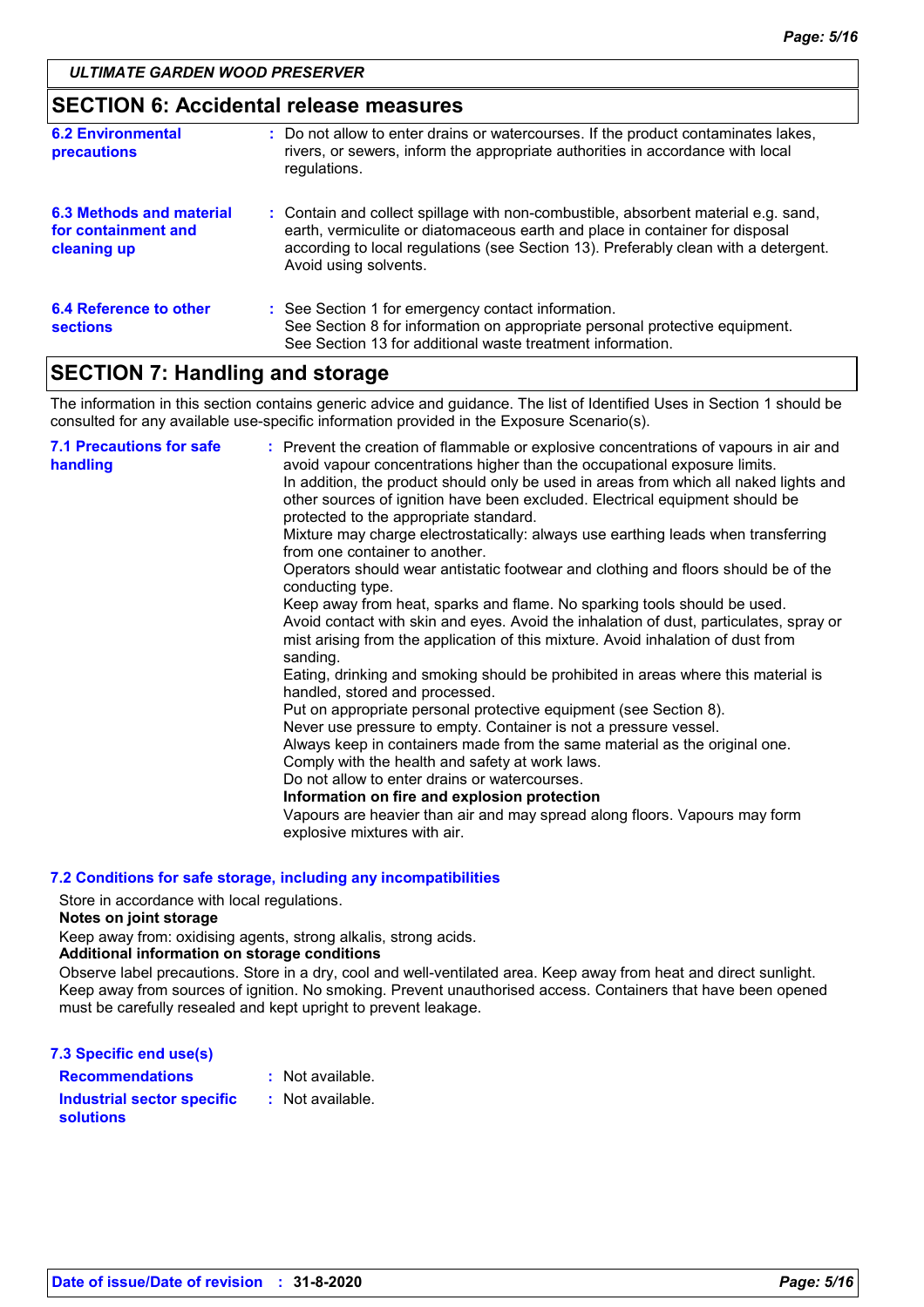## SECTION 6: Accidental release measures

**6.2 Environmental precautions** : Do not allow to enter drains or watercourses. If the product contaminates lakes, rivers, or sewers, inform the appropriate authorities in accordance with local regulations.

**6.3 Methods and material for containment and cleaning up** : Contain and collect spillage with non-combustible, absorbent material e.g. sand, earth, vermiculite or diatomaceous earth and place in container for disposal according to local regulations (see Section 13). Preferably clean with a detergent. Avoid using solvents.

**6.4 Reference to other sections** : See Section 1 for emergency contact information.
See Section 8 for information on appropriate personal protective equipment.
See Section 13 for additional waste treatment information.

## SECTION 7: Handling and storage

The information in this section contains generic advice and guidance. The list of Identified Uses in Section 1 should be consulted for any available use-specific information provided in the Exposure Scenario(s).

**7.1 Precautions for safe handling** : Prevent the creation of flammable or explosive concentrations of vapours in air and avoid vapour concentrations higher than the occupational exposure limits.
In addition, the product should only be used in areas from which all naked lights and other sources of ignition have been excluded. Electrical equipment should be protected to the appropriate standard.
Mixture may charge electrostatically: always use earthing leads when transferring from one container to another.
Operators should wear antistatic footwear and clothing and floors should be of the conducting type.
Keep away from heat, sparks and flame. No sparking tools should be used.
Avoid contact with skin and eyes. Avoid the inhalation of dust, particulates, spray or mist arising from the application of this mixture. Avoid inhalation of dust from sanding.
Eating, drinking and smoking should be prohibited in areas where this material is handled, stored and processed.
Put on appropriate personal protective equipment (see Section 8).
Never use pressure to empty. Container is not a pressure vessel.
Always keep in containers made from the same material as the original one.
Comply with the health and safety at work laws.
Do not allow to enter drains or watercourses.
**Information on fire and explosion protection**
Vapours are heavier than air and may spread along floors. Vapours may form explosive mixtures with air.

**7.2 Conditions for safe storage, including any incompatibilities**

Store in accordance with local regulations.
**Notes on joint storage**
Keep away from: oxidising agents, strong alkalis, strong acids.
**Additional information on storage conditions**
Observe label precautions. Store in a dry, cool and well-ventilated area. Keep away from heat and direct sunlight. Keep away from sources of ignition. No smoking. Prevent unauthorised access. Containers that have been opened must be carefully resealed and kept upright to prevent leakage.

**7.3 Specific end use(s)**

**Recommendations** : Not available.

**Industrial sector specific solutions** : Not available.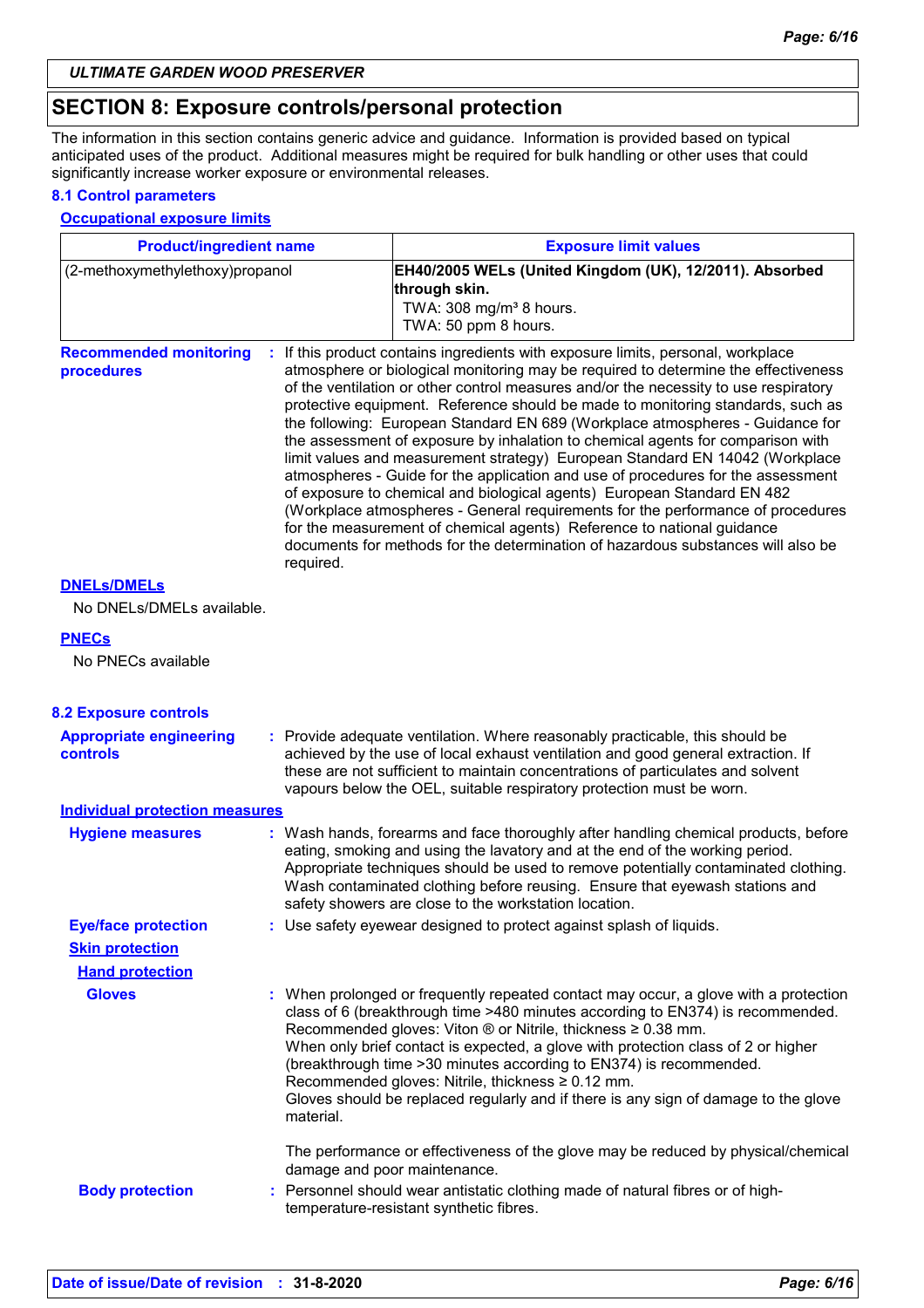*ULTIMATE GARDEN WOOD PRESERVER*

## SECTION 8: Exposure controls/personal protection

The information in this section contains generic advice and guidance. Information is provided based on typical anticipated uses of the product. Additional measures might be required for bulk handling or other uses that could significantly increase worker exposure or environmental releases.

### 8.1 Control parameters

**Occupational exposure limits**

| Product/ingredient name | Exposure limit values |
| --- | --- |
| (2-methoxymethylethoxy)propanol | **EH40/2005 WELs (United Kingdom (UK), 12/2011). Absorbed through skin.** TWA: 308 mg/m³ 8 hours. TWA: 50 ppm 8 hours. |

**Recommended monitoring procedures** : If this product contains ingredients with exposure limits, personal, workplace atmosphere or biological monitoring may be required to determine the effectiveness of the ventilation or other control measures and/or the necessity to use respiratory protective equipment. Reference should be made to monitoring standards, such as the following: European Standard EN 689 (Workplace atmospheres - Guidance for the assessment of exposure by inhalation to chemical agents for comparison with limit values and measurement strategy) European Standard EN 14042 (Workplace atmospheres - Guide for the application and use of procedures for the assessment of exposure to chemical and biological agents) European Standard EN 482 (Workplace atmospheres - General requirements for the performance of procedures for the measurement of chemical agents) Reference to national guidance documents for methods for the determination of hazardous substances will also be required.

**DNELs/DMELs**

No DNELs/DMELs available.

**PNECs**

No PNECs available

### 8.2 Exposure controls

**Appropriate engineering controls** : Provide adequate ventilation. Where reasonably practicable, this should be achieved by the use of local exhaust ventilation and good general extraction. If these are not sufficient to maintain concentrations of particulates and solvent vapours below the OEL, suitable respiratory protection must be worn.

**Individual protection measures**

**Hygiene measures** : Wash hands, forearms and face thoroughly after handling chemical products, before eating, smoking and using the lavatory and at the end of the working period. Appropriate techniques should be used to remove potentially contaminated clothing. Wash contaminated clothing before reusing. Ensure that eyewash stations and safety showers are close to the workstation location.

**Eye/face protection** : Use safety eyewear designed to protect against splash of liquids.

**Skin protection**

**Hand protection**

**Gloves** : When prolonged or frequently repeated contact may occur, a glove with a protection class of 6 (breakthrough time >480 minutes according to EN374) is recommended. Recommended gloves: Viton ® or Nitrile, thickness ≥ 0.38 mm.
When only brief contact is expected, a glove with protection class of 2 or higher (breakthrough time >30 minutes according to EN374) is recommended.
Recommended gloves: Nitrile, thickness ≥ 0.12 mm.
Gloves should be replaced regularly and if there is any sign of damage to the glove material.

The performance or effectiveness of the glove may be reduced by physical/chemical damage and poor maintenance.

**Body protection** : Personnel should wear antistatic clothing made of natural fibres or of high-temperature-resistant synthetic fibres.

**Date of issue/Date of revision : 31-8-2020**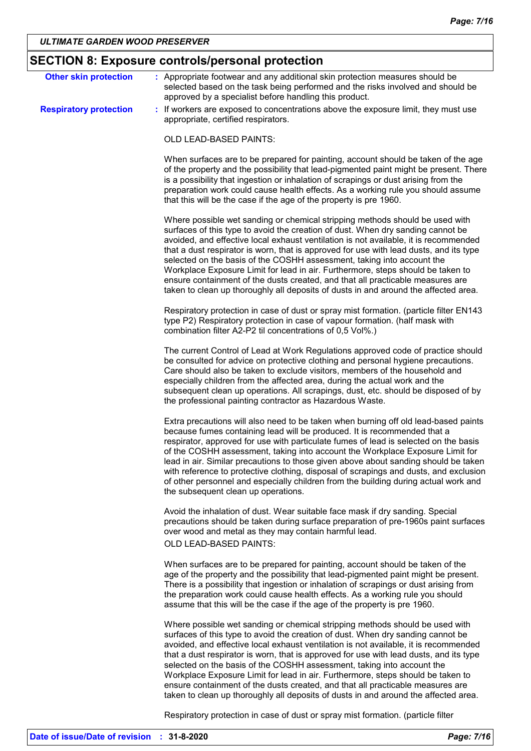## SECTION 8: Exposure controls/personal protection

**Other skin protection** : Appropriate footwear and any additional skin protection measures should be selected based on the task being performed and the risks involved and should be approved by a specialist before handling this product.

**Respiratory protection** : If workers are exposed to concentrations above the exposure limit, they must use appropriate, certified respirators.

OLD LEAD-BASED PAINTS:

When surfaces are to be prepared for painting, account should be taken of the age of the property and the possibility that lead-pigmented paint might be present. There is a possibility that ingestion or inhalation of scrapings or dust arising from the preparation work could cause health effects. As a working rule you should assume that this will be the case if the age of the property is pre 1960.

Where possible wet sanding or chemical stripping methods should be used with surfaces of this type to avoid the creation of dust. When dry sanding cannot be avoided, and effective local exhaust ventilation is not available, it is recommended that a dust respirator is worn, that is approved for use with lead dusts, and its type selected on the basis of the COSHH assessment, taking into account the Workplace Exposure Limit for lead in air. Furthermore, steps should be taken to ensure containment of the dusts created, and that all practicable measures are taken to clean up thoroughly all deposits of dusts in and around the affected area.

Respiratory protection in case of dust or spray mist formation. (particle filter EN143 type P2) Respiratory protection in case of vapour formation. (half mask with combination filter A2-P2 til concentrations of 0,5 Vol%.)

The current Control of Lead at Work Regulations approved code of practice should be consulted for advice on protective clothing and personal hygiene precautions. Care should also be taken to exclude visitors, members of the household and especially children from the affected area, during the actual work and the subsequent clean up operations. All scrapings, dust, etc. should be disposed of by the professional painting contractor as Hazardous Waste.

Extra precautions will also need to be taken when burning off old lead-based paints because fumes containing lead will be produced. It is recommended that a respirator, approved for use with particulate fumes of lead is selected on the basis of the COSHH assessment, taking into account the Workplace Exposure Limit for lead in air. Similar precautions to those given above about sanding should be taken with reference to protective clothing, disposal of scrapings and dusts, and exclusion of other personnel and especially children from the building during actual work and the subsequent clean up operations.

Avoid the inhalation of dust. Wear suitable face mask if dry sanding. Special precautions should be taken during surface preparation of pre-1960s paint surfaces over wood and metal as they may contain harmful lead.
OLD LEAD-BASED PAINTS:

When surfaces are to be prepared for painting, account should be taken of the age of the property and the possibility that lead-pigmented paint might be present. There is a possibility that ingestion or inhalation of scrapings or dust arising from the preparation work could cause health effects. As a working rule you should assume that this will be the case if the age of the property is pre 1960.

Where possible wet sanding or chemical stripping methods should be used with surfaces of this type to avoid the creation of dust. When dry sanding cannot be avoided, and effective local exhaust ventilation is not available, it is recommended that a dust respirator is worn, that is approved for use with lead dusts, and its type selected on the basis of the COSHH assessment, taking into account the Workplace Exposure Limit for lead in air. Furthermore, steps should be taken to ensure containment of the dusts created, and that all practicable measures are taken to clean up thoroughly all deposits of dusts in and around the affected area.

Respiratory protection in case of dust or spray mist formation. (particle filter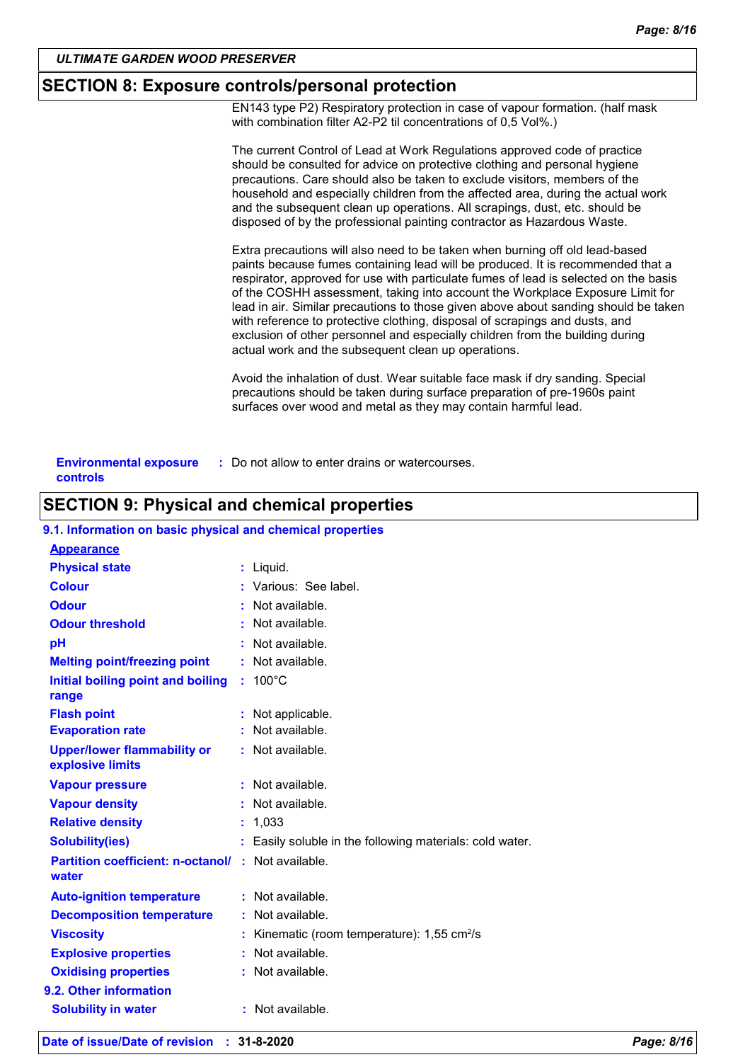## SECTION 8: Exposure controls/personal protection

EN143 type P2) Respiratory protection in case of vapour formation. (half mask with combination filter A2-P2 til concentrations of 0,5 Vol%.)

The current Control of Lead at Work Regulations approved code of practice should be consulted for advice on protective clothing and personal hygiene precautions. Care should also be taken to exclude visitors, members of the household and especially children from the affected area, during the actual work and the subsequent clean up operations. All scrapings, dust, etc. should be disposed of by the professional painting contractor as Hazardous Waste.

Extra precautions will also need to be taken when burning off old lead-based paints because fumes containing lead will be produced. It is recommended that a respirator, approved for use with particulate fumes of lead is selected on the basis of the COSHH assessment, taking into account the Workplace Exposure Limit for lead in air. Similar precautions to those given above about sanding should be taken with reference to protective clothing, disposal of scrapings and dusts, and exclusion of other personnel and especially children from the building during actual work and the subsequent clean up operations.

Avoid the inhalation of dust. Wear suitable face mask if dry sanding. Special precautions should be taken during surface preparation of pre-1960s paint surfaces over wood and metal as they may contain harmful lead.

**Environmental exposure controls** : Do not allow to enter drains or watercourses.

## SECTION 9: Physical and chemical properties

### 9.1. Information on basic physical and chemical properties

**Appearance**

| Property | Value |
|---|---|
| **Physical state** | Liquid. |
| **Colour** | Various: See label. |
| **Odour** | Not available. |
| **Odour threshold** | Not available. |
| **pH** | Not available. |
| **Melting point/freezing point** | Not available. |
| **Initial boiling point and boiling range** | 100°C |
| **Flash point** | Not applicable. |
| **Evaporation rate** | Not available. |
| **Upper/lower flammability or explosive limits** | Not available. |
| **Vapour pressure** | Not available. |
| **Vapour density** | Not available. |
| **Relative density** | 1,033 |
| **Solubility(ies)** | Easily soluble in the following materials: cold water. |
| **Partition coefficient: n-octanol/ water** | Not available. |
| **Auto-ignition temperature** | Not available. |
| **Decomposition temperature** | Not available. |
| **Viscosity** | Kinematic (room temperature): 1,55 $cm^2/s$ |
| **Explosive properties** | Not available. |
| **Oxidising properties** | Not available. |

### 9.2. Other information

| Property | Value |
|---|---|
| **Solubility in water** | Not available. |

**Date of issue/Date of revision** : **31-8-2020**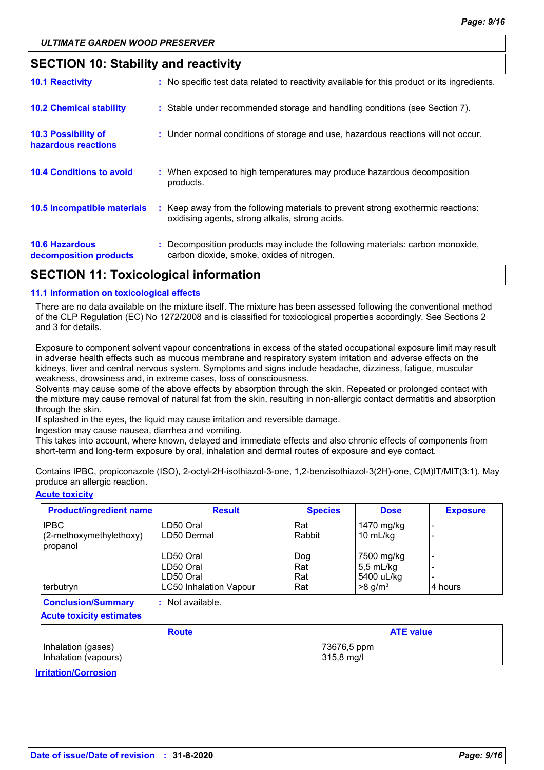ULTIMATE GARDEN WOOD PRESERVER

## SECTION 10: Stability and reactivity

**10.1 Reactivity** : No specific test data related to reactivity available for this product or its ingredients.

**10.2 Chemical stability** : Stable under recommended storage and handling conditions (see Section 7).

**10.3 Possibility of hazardous reactions** : Under normal conditions of storage and use, hazardous reactions will not occur.

**10.4 Conditions to avoid** : When exposed to high temperatures may produce hazardous decomposition products.

**10.5 Incompatible materials** : Keep away from the following materials to prevent strong exothermic reactions: oxidising agents, strong alkalis, strong acids.

**10.6 Hazardous decomposition products** : Decomposition products may include the following materials: carbon monoxide, carbon dioxide, smoke, oxides of nitrogen.

## SECTION 11: Toxicological information

### 11.1 Information on toxicological effects

There are no data available on the mixture itself. The mixture has been assessed following the conventional method of the CLP Regulation (EC) No 1272/2008 and is classified for toxicological properties accordingly. See Sections 2 and 3 for details.

Exposure to component solvent vapour concentrations in excess of the stated occupational exposure limit may result in adverse health effects such as mucous membrane and respiratory system irritation and adverse effects on the kidneys, liver and central nervous system. Symptoms and signs include headache, dizziness, fatigue, muscular weakness, drowsiness and, in extreme cases, loss of consciousness.
Solvents may cause some of the above effects by absorption through the skin. Repeated or prolonged contact with the mixture may cause removal of natural fat from the skin, resulting in non-allergic contact dermatitis and absorption through the skin.
If splashed in the eyes, the liquid may cause irritation and reversible damage.
Ingestion may cause nausea, diarrhea and vomiting.
This takes into account, where known, delayed and immediate effects and also chronic effects of components from short-term and long-term exposure by oral, inhalation and dermal routes of exposure and eye contact.

Contains IPBC, propiconazole (ISO), 2-octyl-2H-isothiazol-3-one, 1,2-benzisothiazol-3(2H)-one, C(M)IT/MIT(3:1). May produce an allergic reaction.

**Acute toxicity**

| Product/ingredient name | Result | Species | Dose | Exposure |
|---|---|---|---|---|
| IPBC | LD50 Oral | Rat | 1470 mg/kg | - |
| (2-methoxymethylethoxy) propanol | LD50 Dermal | Rabbit | 10 mL/kg | - |
| | LD50 Oral | Dog | 7500 mg/kg | - |
| | LD50 Oral | Rat | 5,5 mL/kg | - |
| | LD50 Oral | Rat | 5400 uL/kg | - |
| terbutryn | LC50 Inhalation Vapour | Rat | >8 g/m³ | 4 hours |

**Conclusion/Summary** : Not available.

**Acute toxicity estimates**

| Route | ATE value |
|---|---|
| Inhalation (gases) | 73676,5 ppm |
| Inhalation (vapours) | 315,8 mg/l |

**Irritation/Corrosion**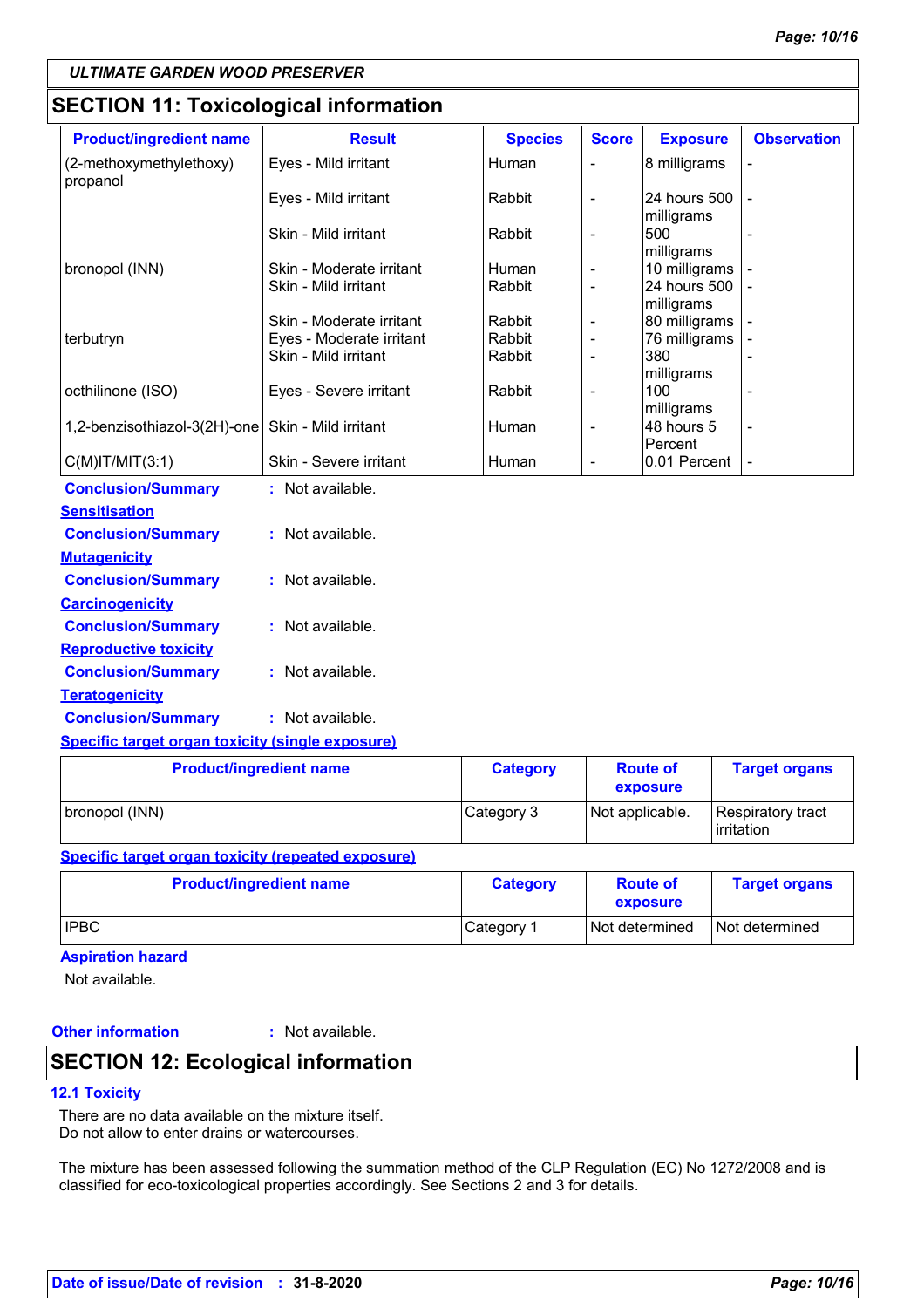ULTIMATE GARDEN WOOD PRESERVER

## SECTION 11: Toxicological information

| Product/ingredient name | Result | Species | Score | Exposure | Observation |
|---|---|---|---|---|---|
| (2-methoxymethylethoxy) propanol | Eyes - Mild irritant | Human | - | 8 milligrams | - |
| | Eyes - Mild irritant | Rabbit | - | 24 hours 500 milligrams | - |
| | Skin - Mild irritant | Rabbit | - | 500 milligrams | - |
| bronopol (INN) | Skin - Moderate irritant | Human | - | 10 milligrams | - |
| | Skin - Mild irritant | Rabbit | - | 24 hours 500 milligrams | - |
| | Skin - Moderate irritant | Rabbit | - | 80 milligrams | - |
| terbutryn | Eyes - Moderate irritant | Rabbit | - | 76 milligrams | - |
| | Skin - Mild irritant | Rabbit | - | 380 milligrams | - |
| octhilinone (ISO) | Eyes - Severe irritant | Rabbit | - | 100 milligrams | - |
| 1,2-benzisothiazol-3(2H)-one | Skin - Mild irritant | Human | - | 48 hours 5 Percent | - |
| C(M)IT/MIT(3:1) | Skin - Severe irritant | Human | - | 0.01 Percent | - |

**Conclusion/Summary** : Not available.

**Sensitisation**

**Conclusion/Summary** : Not available.

**Mutagenicity**

**Conclusion/Summary** : Not available.

**Carcinogenicity**

**Conclusion/Summary** : Not available.

**Reproductive toxicity**

**Conclusion/Summary** : Not available.

**Teratogenicity**

**Conclusion/Summary** : Not available.

**Specific target organ toxicity (single exposure)**

| Product/ingredient name | Category | Route of exposure | Target organs |
|---|---|---|---|
| bronopol (INN) | Category 3 | Not applicable. | Respiratory tract irritation |

**Specific target organ toxicity (repeated exposure)**

| Product/ingredient name | Category | Route of exposure | Target organs |
|---|---|---|---|
| IPBC | Category 1 | Not determined | Not determined |

**Aspiration hazard**

Not available.

**Other information** : Not available.

## SECTION 12: Ecological information

### 12.1 Toxicity

There are no data available on the mixture itself.
Do not allow to enter drains or watercourses.

The mixture has been assessed following the summation method of the CLP Regulation (EC) No 1272/2008 and is classified for eco-toxicological properties accordingly. See Sections 2 and 3 for details.

**Date of issue/Date of revision** : **31-8-2020**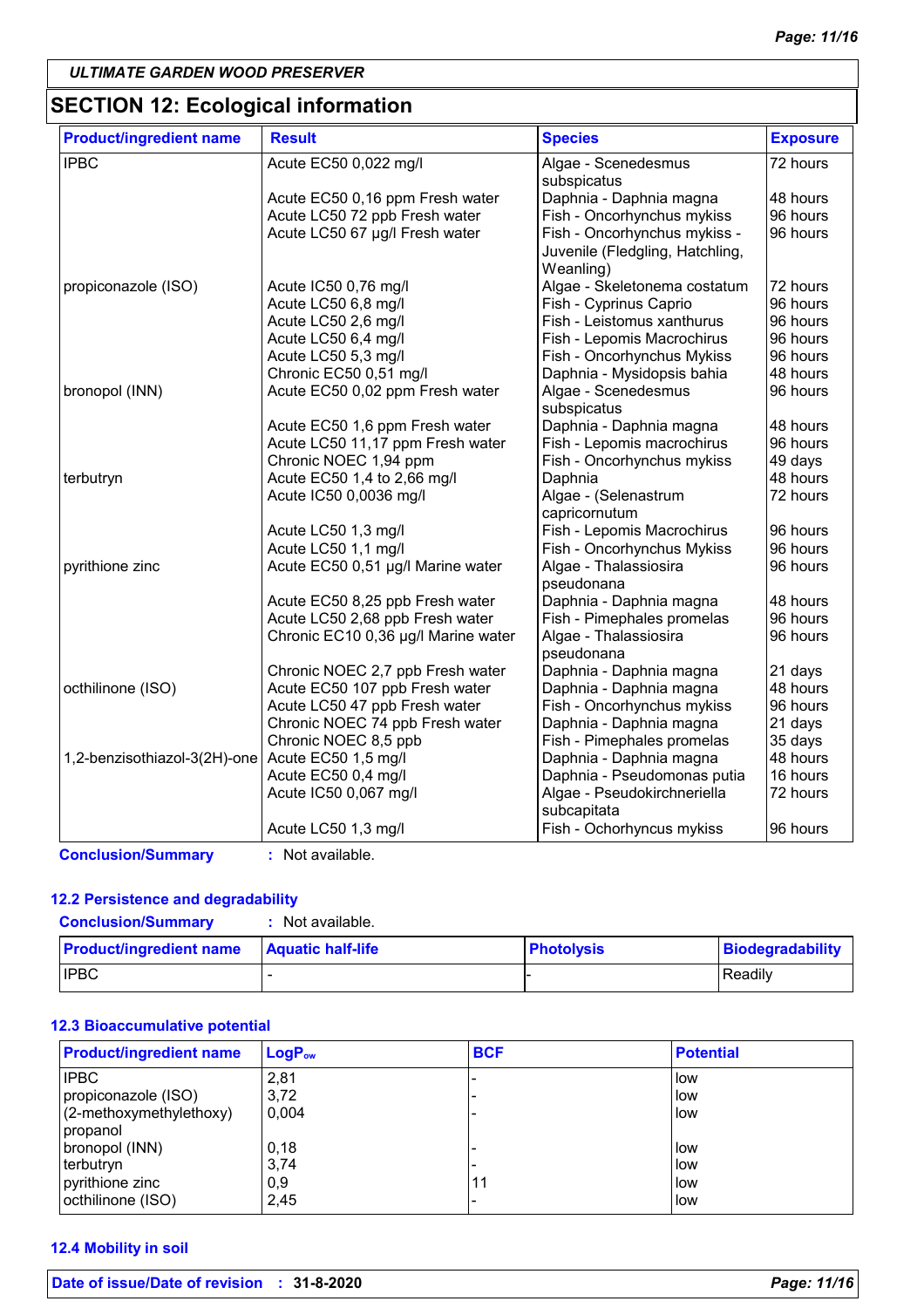## SECTION 12: Ecological information

| Product/ingredient name | Result | Species | Exposure |
|---|---|---|---|
| IPBC | Acute EC50 0,022 mg/l | Algae - Scenedesmus subspicatus | 72 hours |
| | Acute EC50 0,16 ppm Fresh water | Daphnia - Daphnia magna | 48 hours |
| | Acute LC50 72 ppb Fresh water | Fish - Oncorhynchus mykiss | 96 hours |
| | Acute LC50 67 µg/l Fresh water | Fish - Oncorhynchus mykiss - Juvenile (Fledgling, Hatchling, Weanling) | 96 hours |
| propiconazole (ISO) | Acute IC50 0,76 mg/l | Algae - Skeletonema costatum | 72 hours |
| | Acute LC50 6,8 mg/l | Fish - Cyprinus Caprio | 96 hours |
| | Acute LC50 2,6 mg/l | Fish - Leistomus xanthurus | 96 hours |
| | Acute LC50 6,4 mg/l | Fish - Lepomis Macrochirus | 96 hours |
| | Acute LC50 5,3 mg/l | Fish - Oncorhynchus Mykiss | 96 hours |
| | Chronic EC50 0,51 mg/l | Daphnia - Mysidopsis bahia | 48 hours |
| bronopol (INN) | Acute EC50 0,02 ppm Fresh water | Algae - Scenedesmus subspicatus | 96 hours |
| | Acute EC50 1,6 ppm Fresh water | Daphnia - Daphnia magna | 48 hours |
| | Acute LC50 11,17 ppm Fresh water | Fish - Lepomis macrochirus | 96 hours |
| | Chronic NOEC 1,94 ppm | Fish - Oncorhynchus mykiss | 49 days |
| terbutryn | Acute EC50 1,4 to 2,66 mg/l | Daphnia | 48 hours |
| | Acute IC50 0,0036 mg/l | Algae - (Selenastrum capricornutum | 72 hours |
| | Acute LC50 1,3 mg/l | Fish - Lepomis Macrochirus | 96 hours |
| | Acute LC50 1,1 mg/l | Fish - Oncorhynchus Mykiss | 96 hours |
| pyrithione zinc | Acute EC50 0,51 µg/l Marine water | Algae - Thalassiosira pseudonana | 96 hours |
| | Acute EC50 8,25 ppb Fresh water | Daphnia - Daphnia magna | 48 hours |
| | Acute LC50 2,68 ppb Fresh water | Fish - Pimephales promelas | 96 hours |
| | Chronic EC10 0,36 µg/l Marine water | Algae - Thalassiosira pseudonana | 96 hours |
| | Chronic NOEC 2,7 ppb Fresh water | Daphnia - Daphnia magna | 21 days |
| octhilinone (ISO) | Acute EC50 107 ppb Fresh water | Daphnia - Daphnia magna | 48 hours |
| | Acute LC50 47 ppb Fresh water | Fish - Oncorhynchus mykiss | 96 hours |
| | Chronic NOEC 74 ppb Fresh water | Daphnia - Daphnia magna | 21 days |
| | Chronic NOEC 8,5 ppb | Fish - Pimephales promelas | 35 days |
| 1,2-benzisothiazol-3(2H)-one | Acute EC50 1,5 mg/l | Daphnia - Daphnia magna | 48 hours |
| | Acute EC50 0,4 mg/l | Daphnia - Pseudomonas putia | 16 hours |
| | Acute IC50 0,067 mg/l | Algae - Pseudokirchneriella subcapitata | 72 hours |
| | Acute LC50 1,3 mg/l | Fish - Ochorhyncus mykiss | 96 hours |

**Conclusion/Summary** : Not available.

### 12.2 Persistence and degradability

**Conclusion/Summary** : Not available.

| Product/ingredient name | Aquatic half-life | Photolysis | Biodegradability |
|---|---|---|---|
| IPBC | - | - | Readily |

### 12.3 Bioaccumulative potential

| Product/ingredient name | $LogP_{ow}$ | BCF | Potential |
|---|---|---|---|
| IPBC | 2,81 | - | low |
| propiconazole (ISO) | 3,72 | - | low |
| (2-methoxymethylethoxy) propanol | 0,004 | - | low |
| bronopol (INN) | 0,18 | - | low |
| terbutryn | 3,74 | - | low |
| pyrithione zinc | 0,9 | 11 | low |
| octhilinone (ISO) | 2,45 | - | low |

### 12.4 Mobility in soil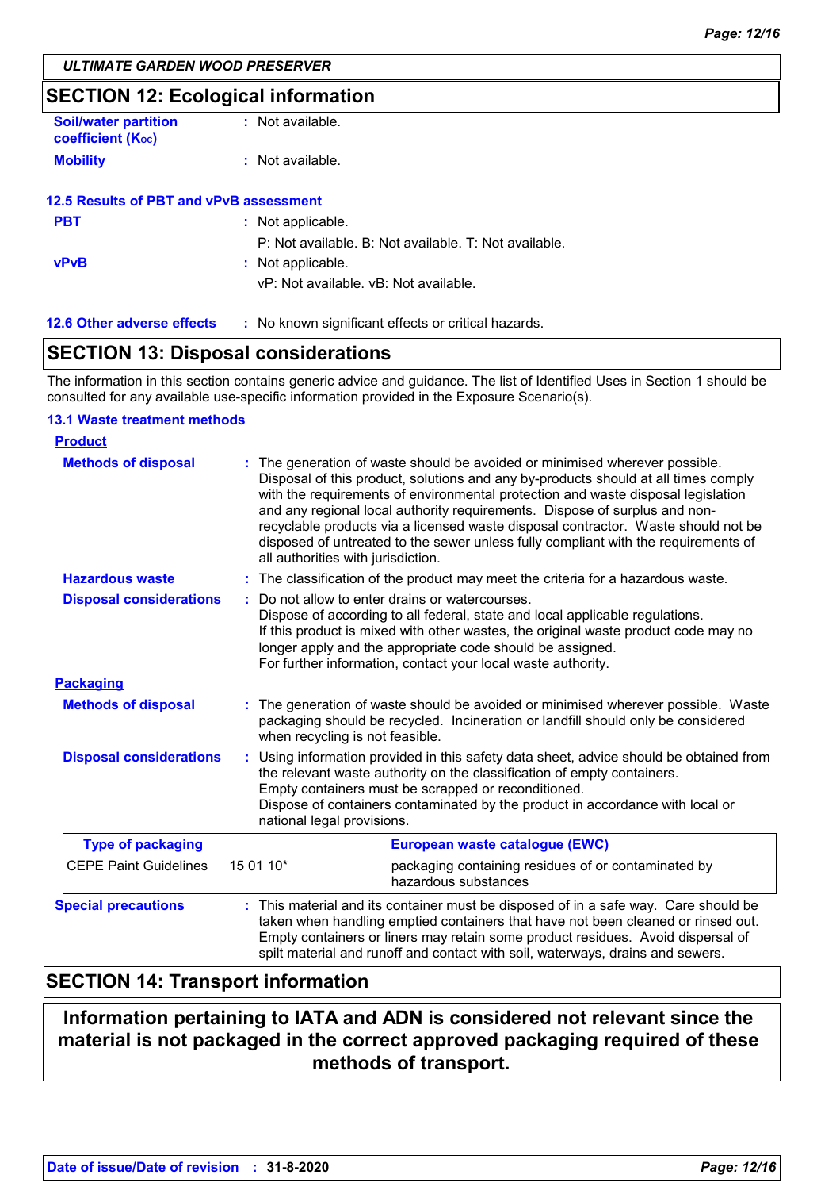## SECTION 12: Ecological information

**Soil/water partition coefficient ($K_{OC}$)** : Not available.

**Mobility** : Not available.

### 12.5 Results of PBT and vPvB assessment

**PBT** : Not applicable.
P: Not available. B: Not available. T: Not available.

**vPvB** : Not applicable.
vP: Not available. vB: Not available.

**12.6 Other adverse effects** : No known significant effects or critical hazards.

## SECTION 13: Disposal considerations

The information in this section contains generic advice and guidance. The list of Identified Uses in Section 1 should be consulted for any available use-specific information provided in the Exposure Scenario(s).

### 13.1 Waste treatment methods

**Product**

**Methods of disposal** : The generation of waste should be avoided or minimised wherever possible. Disposal of this product, solutions and any by-products should at all times comply with the requirements of environmental protection and waste disposal legislation and any regional local authority requirements. Dispose of surplus and non-recyclable products via a licensed waste disposal contractor. Waste should not be disposed of untreated to the sewer unless fully compliant with the requirements of all authorities with jurisdiction.

**Hazardous waste** : The classification of the product may meet the criteria for a hazardous waste.

**Disposal considerations** : Do not allow to enter drains or watercourses.
Dispose of according to all federal, state and local applicable regulations.
If this product is mixed with other wastes, the original waste product code may no longer apply and the appropriate code should be assigned.
For further information, contact your local waste authority.

**Packaging**

**Methods of disposal** : The generation of waste should be avoided or minimised wherever possible. Waste packaging should be recycled. Incineration or landfill should only be considered when recycling is not feasible.

**Disposal considerations** : Using information provided in this safety data sheet, advice should be obtained from the relevant waste authority on the classification of empty containers.
Empty containers must be scrapped or reconditioned.
Dispose of containers contaminated by the product in accordance with local or national legal provisions.

| Type of packaging | European waste catalogue (EWC) | |
|---|---|---|
| CEPE Paint Guidelines | 15 01 10* | packaging containing residues of or contaminated by hazardous substances |

**Special precautions** : This material and its container must be disposed of in a safe way. Care should be taken when handling emptied containers that have not been cleaned or rinsed out. Empty containers or liners may retain some product residues. Avoid dispersal of spilt material and runoff and contact with soil, waterways, drains and sewers.

## SECTION 14: Transport information

**Information pertaining to IATA and ADN is considered not relevant since the material is not packaged in the correct approved packaging required of these methods of transport.**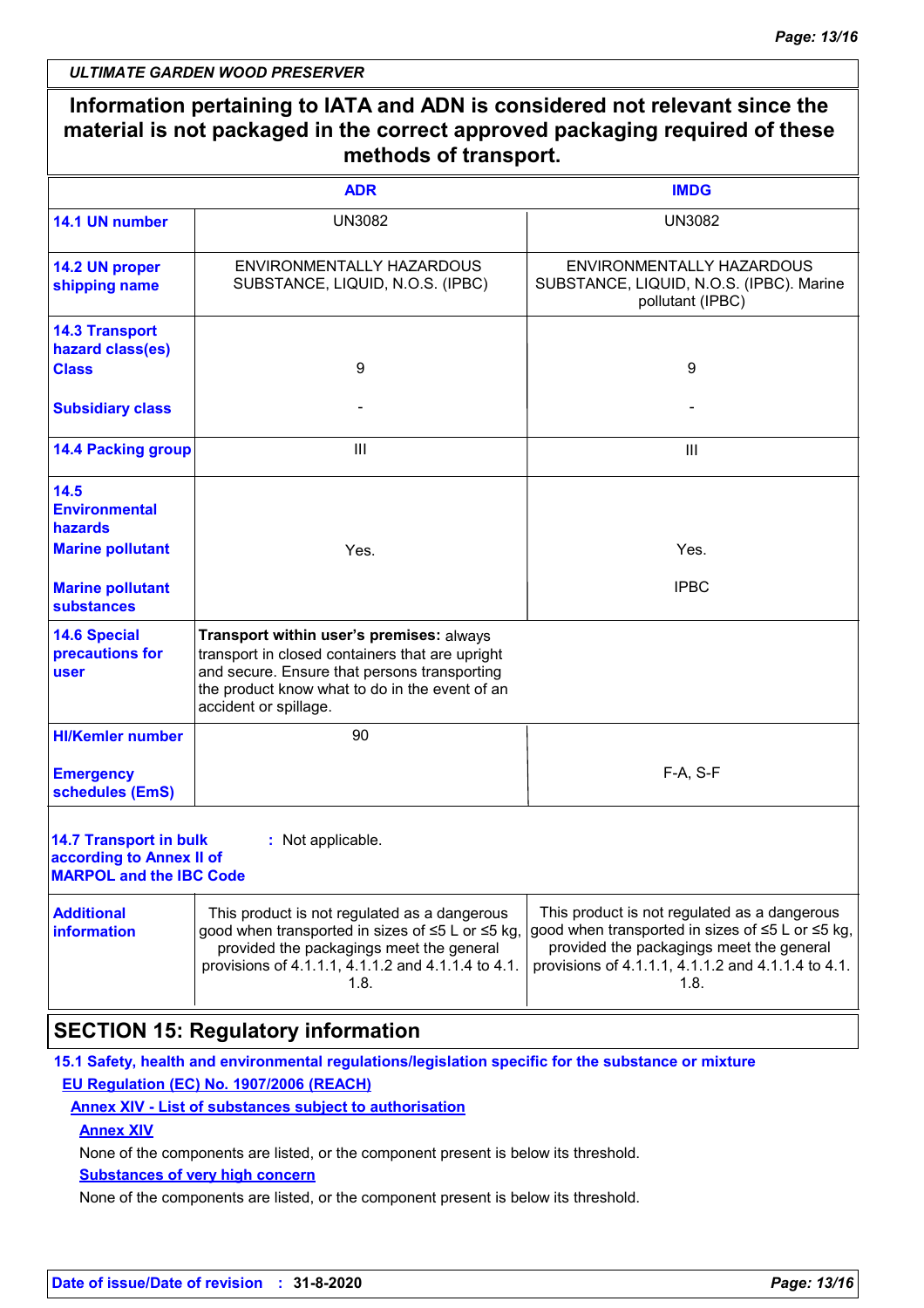**Information pertaining to IATA and ADN is considered not relevant since the material is not packaged in the correct approved packaging required of these methods of transport.**

| | ADR | IMDG |
|---|---|---|
| **14.1 UN number** | UN3082 | UN3082 |
| **14.2 UN proper shipping name** | ENVIRONMENTALLY HAZARDOUS SUBSTANCE, LIQUID, N.O.S. (IPBC) | ENVIRONMENTALLY HAZARDOUS SUBSTANCE, LIQUID, N.O.S. (IPBC). Marine pollutant (IPBC) |
| **14.3 Transport hazard class(es)** **Class** | 9 | 9 |
| **Subsidiary class** | - | - |
| **14.4 Packing group** | III | III |
| **14.5 Environmental hazards** **Marine pollutant** | Yes. | Yes. |
| **Marine pollutant substances** | | IPBC |
| **14.6 Special precautions for user** | **Transport within user's premises:** always transport in closed containers that are upright and secure. Ensure that persons transporting the product know what to do in the event of an accident or spillage. | |
| **HI/Kemler number** | 90 | |
| **Emergency schedules (EmS)** | | F-A, S-F |
| **14.7 Transport in bulk according to Annex II of MARPOL and the IBC Code** | : Not applicable. | |
| **Additional information** | This product is not regulated as a dangerous good when transported in sizes of ≤5 L or ≤5 kg, provided the packagings meet the general provisions of 4.1.1.1, 4.1.1.2 and 4.1.1.4 to 4.1.1.8. | This product is not regulated as a dangerous good when transported in sizes of ≤5 L or ≤5 kg, provided the packagings meet the general provisions of 4.1.1.1, 4.1.1.2 and 4.1.1.4 to 4.1.1.8. |

## SECTION 15: Regulatory information

**15.1 Safety, health and environmental regulations/legislation specific for the substance or mixture**

**EU Regulation (EC) No. 1907/2006 (REACH)**

**Annex XIV - List of substances subject to authorisation**

**Annex XIV**

None of the components are listed, or the component present is below its threshold.

**Substances of very high concern**

None of the components are listed, or the component present is below its threshold.

**Date of issue/Date of revision** : **31-8-2020**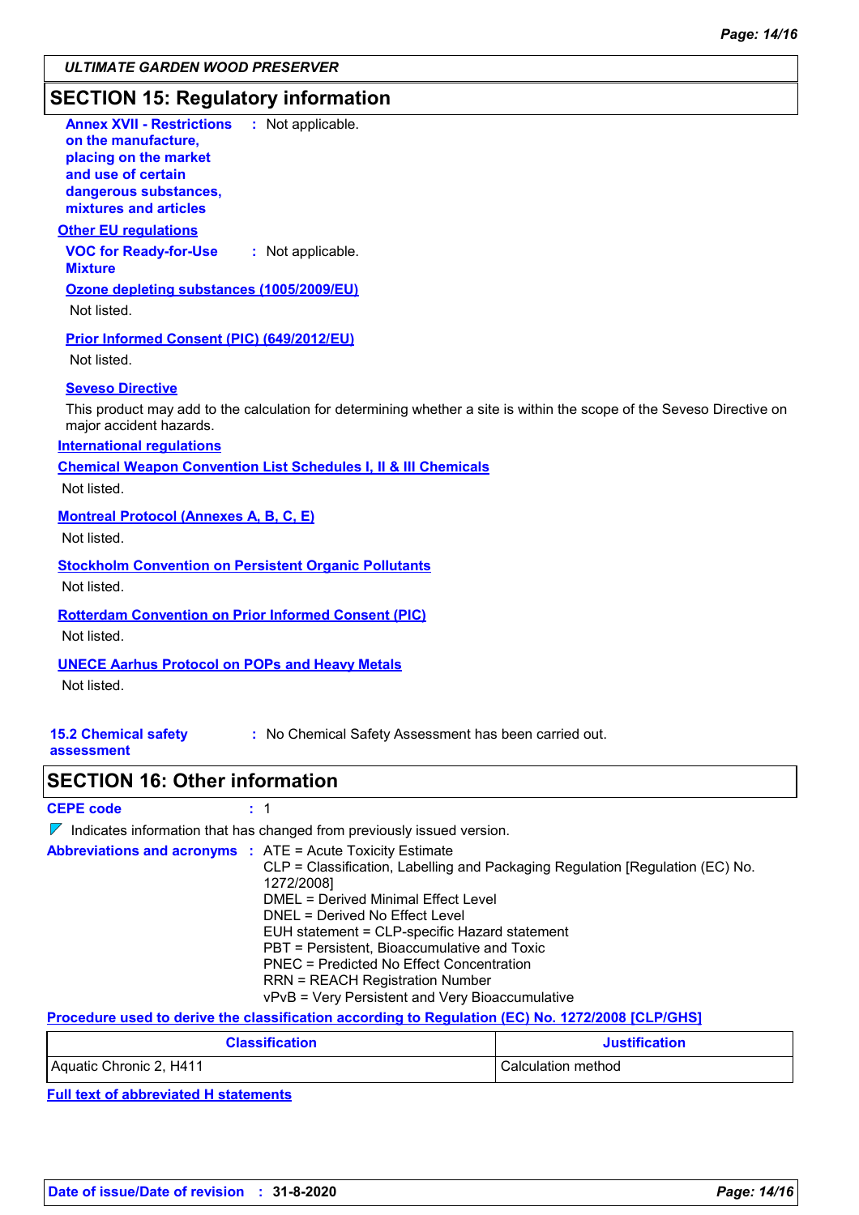ULTIMATE GARDEN WOOD PRESERVER

## SECTION 15: Regulatory information

**Annex XVII - Restrictions on the manufacture, placing on the market and use of certain dangerous substances, mixtures and articles** : Not applicable.

**Other EU regulations**

**VOC for Ready-for-Use Mixture** : Not applicable.

**Ozone depleting substances (1005/2009/EU)**

Not listed.

**Prior Informed Consent (PIC) (649/2012/EU)**

Not listed.

**Seveso Directive**

This product may add to the calculation for determining whether a site is within the scope of the Seveso Directive on major accident hazards.

**International regulations**

**Chemical Weapon Convention List Schedules I, II & III Chemicals**

Not listed.

**Montreal Protocol (Annexes A, B, C, E)**

Not listed.

**Stockholm Convention on Persistent Organic Pollutants**

Not listed.

**Rotterdam Convention on Prior Informed Consent (PIC)**

Not listed.

**UNECE Aarhus Protocol on POPs and Heavy Metals**

Not listed.

**15.2 Chemical safety assessment** : No Chemical Safety Assessment has been carried out.

## SECTION 16: Other information

**CEPE code** : 1

Indicates information that has changed from previously issued version.

**Abbreviations and acronyms** :
ATE = Acute Toxicity Estimate
CLP = Classification, Labelling and Packaging Regulation [Regulation (EC) No. 1272/2008]
DMEL = Derived Minimal Effect Level
DNEL = Derived No Effect Level
EUH statement = CLP-specific Hazard statement
PBT = Persistent, Bioaccumulative and Toxic
PNEC = Predicted No Effect Concentration
RRN = REACH Registration Number
vPvB = Very Persistent and Very Bioaccumulative

**Procedure used to derive the classification according to Regulation (EC) No. 1272/2008 [CLP/GHS]**

| Classification | Justification |
|---|---|
| Aquatic Chronic 2, H411 | Calculation method |

**Full text of abbreviated H statements**

**Date of issue/Date of revision** : 31-8-2020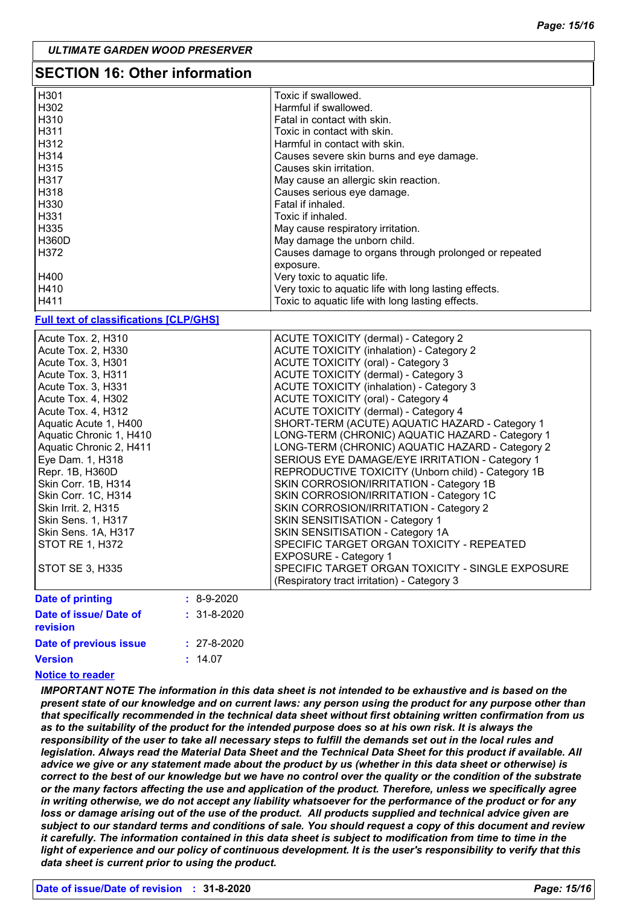## SECTION 16: Other information

| | |
|---|---|
| H301 | Toxic if swallowed. |
| H302 | Harmful if swallowed. |
| H310 | Fatal in contact with skin. |
| H311 | Toxic in contact with skin. |
| H312 | Harmful in contact with skin. |
| H314 | Causes severe skin burns and eye damage. |
| H315 | Causes skin irritation. |
| H317 | May cause an allergic skin reaction. |
| H318 | Causes serious eye damage. |
| H330 | Fatal if inhaled. |
| H331 | Toxic if inhaled. |
| H335 | May cause respiratory irritation. |
| H360D | May damage the unborn child. |
| H372 | Causes damage to organs through prolonged or repeated exposure. |
| H400 | Very toxic to aquatic life. |
| H410 | Very toxic to aquatic life with long lasting effects. |
| H411 | Toxic to aquatic life with long lasting effects. |

**Full text of classifications [CLP/GHS]**

| | |
|---|---|
| Acute Tox. 2, H310 | ACUTE TOXICITY (dermal) - Category 2 |
| Acute Tox. 2, H330 | ACUTE TOXICITY (inhalation) - Category 2 |
| Acute Tox. 3, H301 | ACUTE TOXICITY (oral) - Category 3 |
| Acute Tox. 3, H311 | ACUTE TOXICITY (dermal) - Category 3 |
| Acute Tox. 3, H331 | ACUTE TOXICITY (inhalation) - Category 3 |
| Acute Tox. 4, H302 | ACUTE TOXICITY (oral) - Category 4 |
| Acute Tox. 4, H312 | ACUTE TOXICITY (dermal) - Category 4 |
| Aquatic Acute 1, H400 | SHORT-TERM (ACUTE) AQUATIC HAZARD - Category 1 |
| Aquatic Chronic 1, H410 | LONG-TERM (CHRONIC) AQUATIC HAZARD - Category 1 |
| Aquatic Chronic 2, H411 | LONG-TERM (CHRONIC) AQUATIC HAZARD - Category 2 |
| Eye Dam. 1, H318 | SERIOUS EYE DAMAGE/EYE IRRITATION - Category 1 |
| Repr. 1B, H360D | REPRODUCTIVE TOXICITY (Unborn child) - Category 1B |
| Skin Corr. 1B, H314 | SKIN CORROSION/IRRITATION - Category 1B |
| Skin Corr. 1C, H314 | SKIN CORROSION/IRRITATION - Category 1C |
| Skin Irrit. 2, H315 | SKIN CORROSION/IRRITATION - Category 2 |
| Skin Sens. 1, H317 | SKIN SENSITISATION - Category 1 |
| Skin Sens. 1A, H317 | SKIN SENSITISATION - Category 1A |
| STOT RE 1, H372 | SPECIFIC TARGET ORGAN TOXICITY - REPEATED EXPOSURE - Category 1 |
| STOT SE 3, H335 | SPECIFIC TARGET ORGAN TOXICITY - SINGLE EXPOSURE (Respiratory tract irritation) - Category 3 |

**Date of printing** : 8-9-2020

**Date of issue/ Date of revision** : 31-8-2020

**Date of previous issue** : 27-8-2020

**Version** : 14.07

**Notice to reader**

***IMPORTANT NOTE The information in this data sheet is not intended to be exhaustive and is based on the present state of our knowledge and on current laws: any person using the product for any purpose other than that specifically recommended in the technical data sheet without first obtaining written confirmation from us as to the suitability of the product for the intended purpose does so at his own risk. It is always the responsibility of the user to take all necessary steps to fulfill the demands set out in the local rules and legislation. Always read the Material Data Sheet and the Technical Data Sheet for this product if available. All advice we give or any statement made about the product by us (whether in this data sheet or otherwise) is correct to the best of our knowledge but we have no control over the quality or the condition of the substrate or the many factors affecting the use and application of the product. Therefore, unless we specifically agree in writing otherwise, we do not accept any liability whatsoever for the performance of the product or for any loss or damage arising out of the use of the product. All products supplied and technical advice given are subject to our standard terms and conditions of sale. You should request a copy of this document and review it carefully. The information contained in this data sheet is subject to modification from time to time in the light of experience and our policy of continuous development. It is the user's responsibility to verify that this data sheet is current prior to using the product.***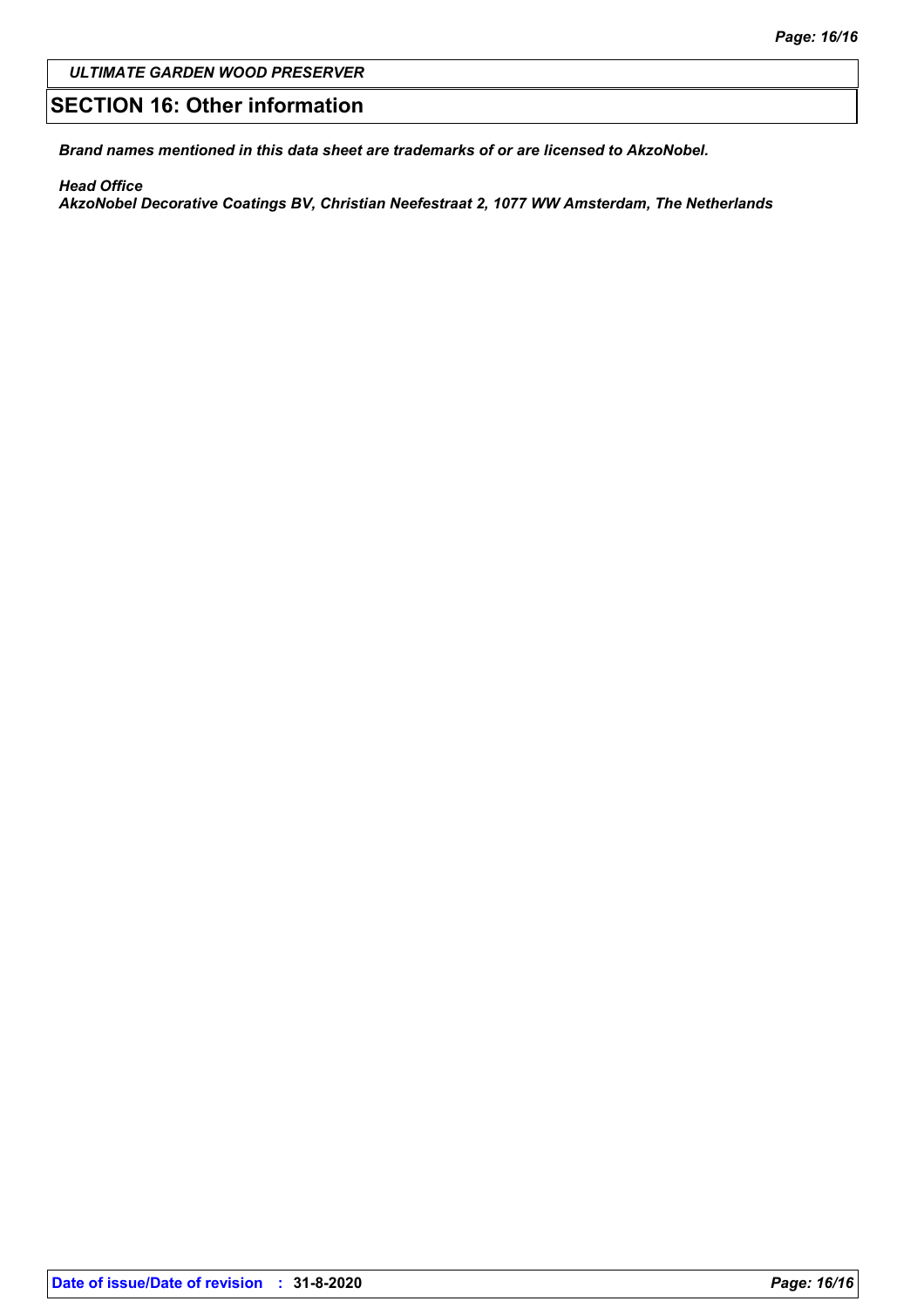## SECTION 16: Other information

***Brand names mentioned in this data sheet are trademarks of or are licensed to AkzoNobel.***

***Head Office***
***AkzoNobel Decorative Coatings BV, Christian Neefestraat 2, 1077 WW Amsterdam, The Netherlands***